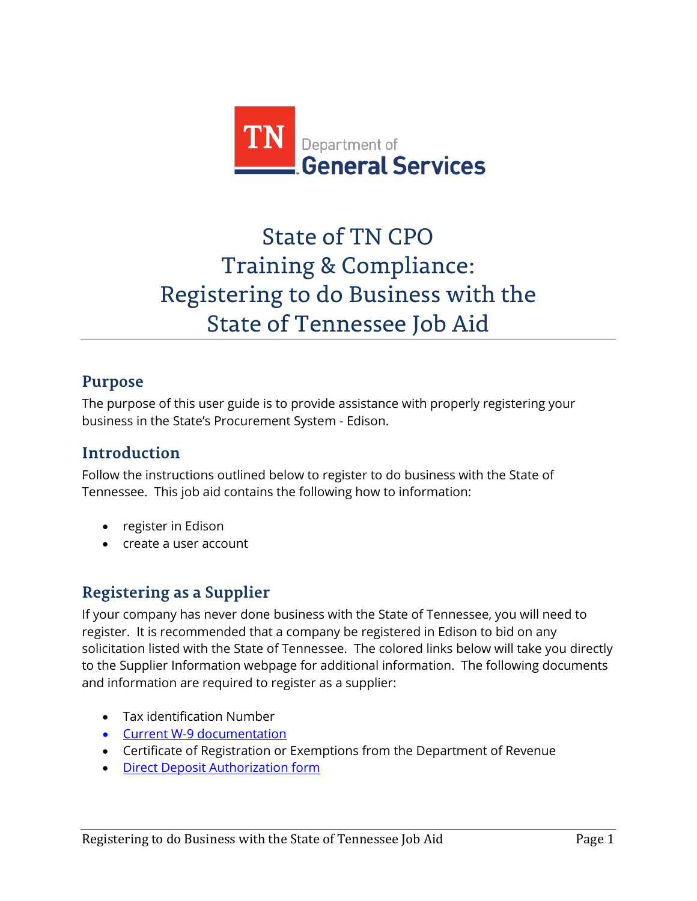TN Department of General Services

# State of TN CPO Training & Compliance: Registering to do Business with the State of Tennessee Job Aid

## Purpose

The purpose of this user guide is to provide assistance with properly registering your business in the State's Procurement System - Edison.

## Introduction

Follow the instructions outlined below to register to do business with the State of Tennessee. This job aid contains the following how to information:

- register in Edison
- create a user account

## Registering as a Supplier

If your company has never done business with the State of Tennessee, you will need to register. It is recommended that a company be registered in Edison to bid on any solicitation listed with the State of Tennessee. The colored links below will take you directly to the Supplier Information webpage for additional information. The following documents and information are required to register as a supplier:

- Tax identification Number
- Current W-9 documentation
- Certificate of Registration or Exemptions from the Department of Revenue
- Direct Deposit Authorization form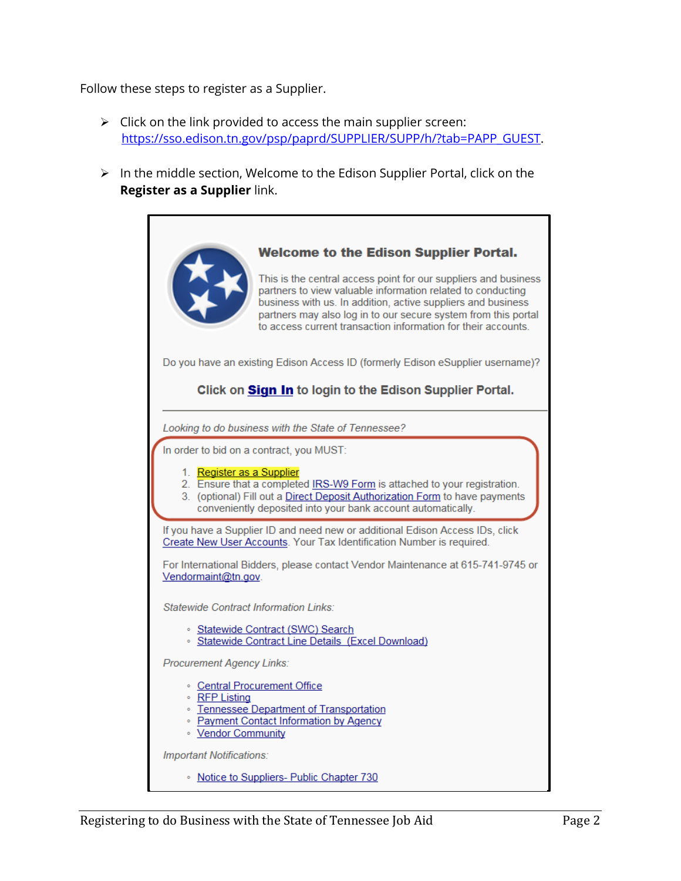Follow these steps to register as a Supplier.

- Click on the link provided to access the main supplier screen: https://sso.edison.tn.gov/psp/paprd/SUPPLIER/SUPP/h/?tab=PAPP_GUEST.
- In the middle section, Welcome to the Edison Supplier Portal, click on the **Register as a Supplier** link.

**Welcome to the Edison Supplier Portal.**

This is the central access point for our suppliers and business partners to view valuable information related to conducting business with us. In addition, active suppliers and business partners may also log in to our secure system from this portal to access current transaction information for their accounts.

Do you have an existing Edison Access ID (formerly Edison eSupplier username)?

**Click on Sign In to login to the Edison Supplier Portal.**

*Looking to do business with the State of Tennessee?*

In order to bid on a contract, you MUST:

1. Register as a Supplier
2. Ensure that a completed IRS-W9 Form is attached to your registration.
3. (optional) Fill out a Direct Deposit Authorization Form to have payments conveniently deposited into your bank account automatically.

If you have a Supplier ID and need new or additional Edison Access IDs, click Create New User Accounts. Your Tax Identification Number is required.

For International Bidders, please contact Vendor Maintenance at 615-741-9745 or Vendormaint@tn.gov.

*Statewide Contract Information Links:*

- Statewide Contract (SWC) Search
- Statewide Contract Line Details (Excel Download)

*Procurement Agency Links:*

- Central Procurement Office
- RFP Listing
- Tennessee Department of Transportation
- Payment Contact Information by Agency
- Vendor Community

*Important Notifications:*

- Notice to Suppliers- Public Chapter 730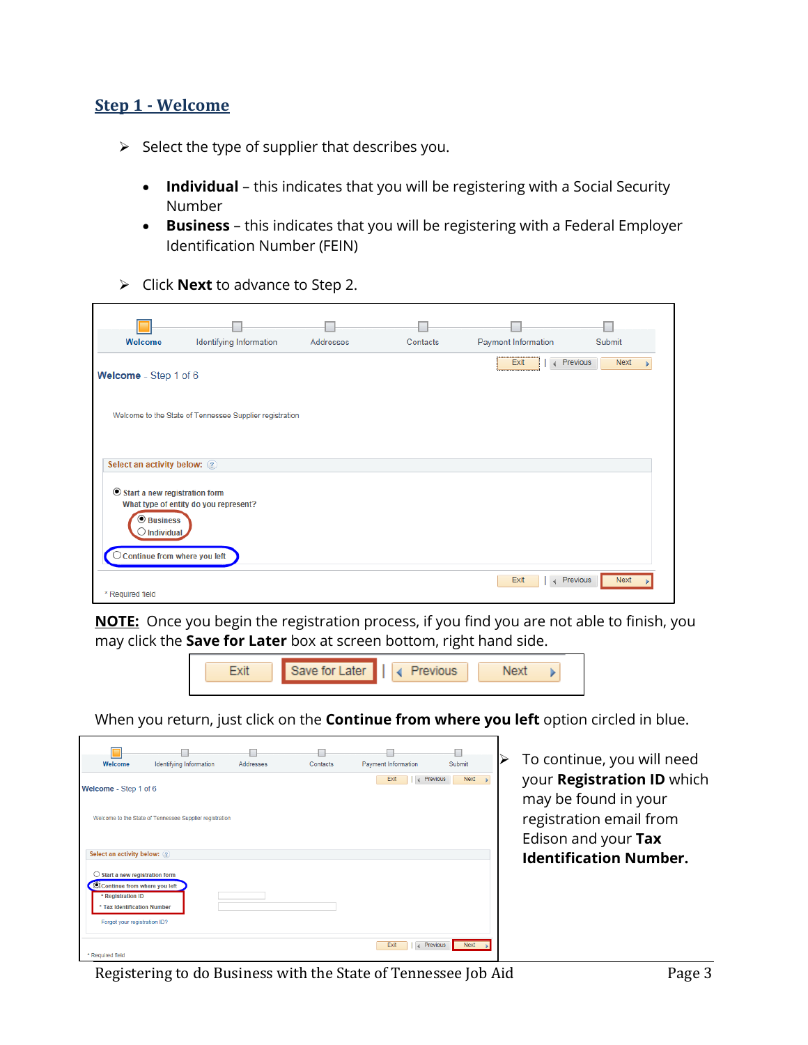## Step 1 - Welcome

- Select the type of supplier that describes you.
  - **Individual** – this indicates that you will be registering with a Social Security Number
  - **Business** – this indicates that you will be registering with a Federal Employer Identification Number (FEIN)
- Click **Next** to advance to Step 2.

**NOTE:** Once you begin the registration process, if you find you are not able to finish, you may click the **Save for Later** box at screen bottom, right hand side.

When you return, just click on the **Continue from where you left** option circled in blue.

- To continue, you will need your **Registration ID** which may be found in your registration email from Edison and your **Tax Identification Number.**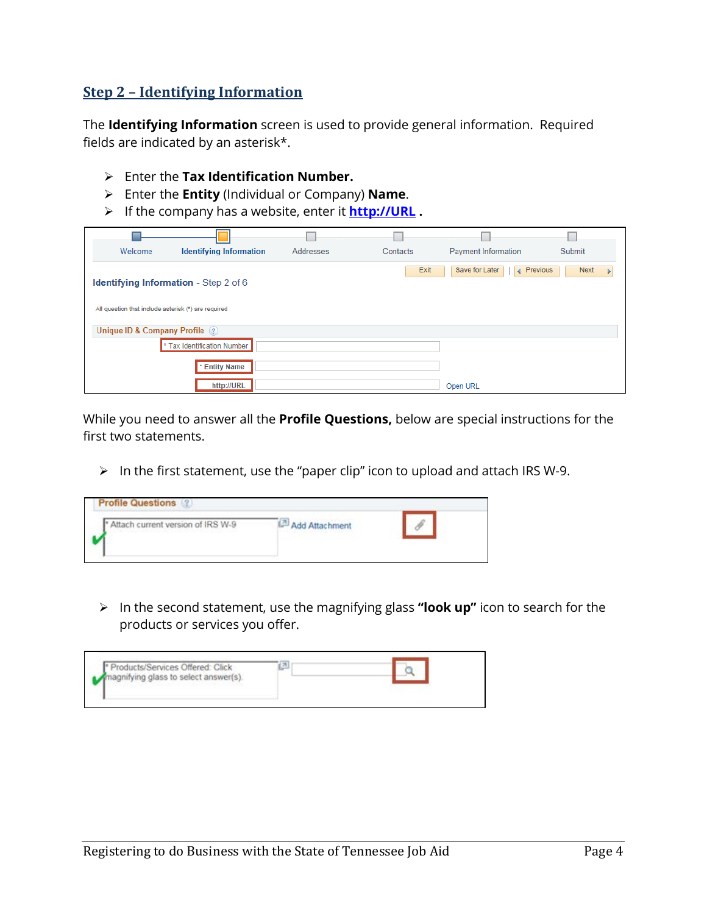## Step 2 – Identifying Information

The **Identifying Information** screen is used to provide general information. Required fields are indicated by an asterisk*.

- Enter the **Tax Identification Number.**
- Enter the **Entity** (Individual or Company) **Name**.
- If the company has a website, enter it **http://URL** .

While you need to answer all the **Profile Questions,** below are special instructions for the first two statements.

- In the first statement, use the "paper clip" icon to upload and attach IRS W-9.

- In the second statement, use the magnifying glass **"look up"** icon to search for the products or services you offer.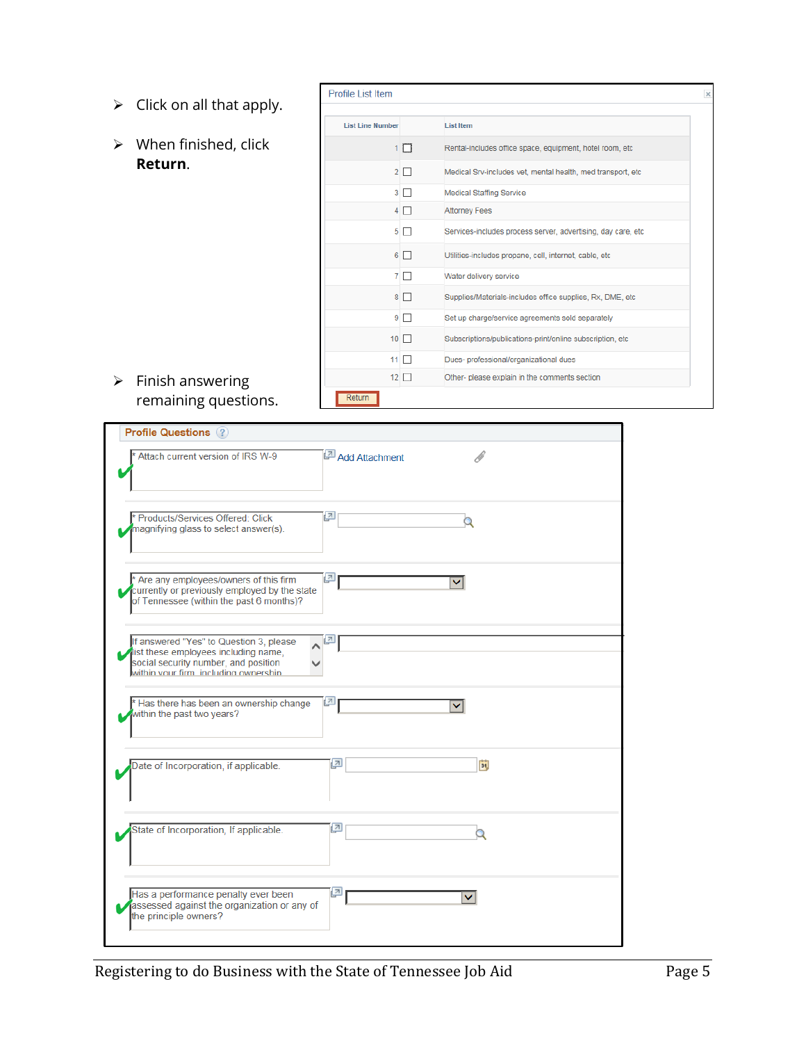- Click on all that apply.
- When finished, click **Return**.

**Profile List Item**

| List Line Number | | List Item |
|---|---|---|
| 1 | ☐ | Rental-includes office space, equipment, hotel room, etc |
| 2 | ☐ | Medical Srv-includes vet, mental health, med transport, etc |
| 3 | ☐ | Medical Staffing Service |
| 4 | ☐ | Attorney Fees |
| 5 | ☐ | Services-includes process server, advertising, day care, etc |
| 6 | ☐ | Utilities-includes propane, cell, internet, cable, etc |
| 7 | ☐ | Water delivery service |
| 8 | ☐ | Supplies/Materials-includes office supplies, Rx, DME, etc |
| 9 | ☐ | Set up charge/service agreements sold separately |
| 10 | ☐ | Subscriptions/publications-print/online subscription, etc |
| 11 | ☐ | Dues- professional/organizational dues |
| 12 | ☐ | Other- please explain in the comments section |

Return

- Finish answering remaining questions.

**Profile Questions**

- * Attach current version of IRS W-9 — Add Attachment
- * Products/Services Offered: Click magnifying glass to select answer(s).
- * Are any employees/owners of this firm currently or previously employed by the state of Tennessee (within the past 6 months)?
- If answered "Yes" to Question 3, please list these employees including name, social security number, and position within your firm, including ownership
- * Has there has been an ownership change within the past two years?
- Date of Incorporation, if applicable.
- State of Incorporation, If applicable.
- Has a performance penalty ever been assessed against the organization or any of the principle owners?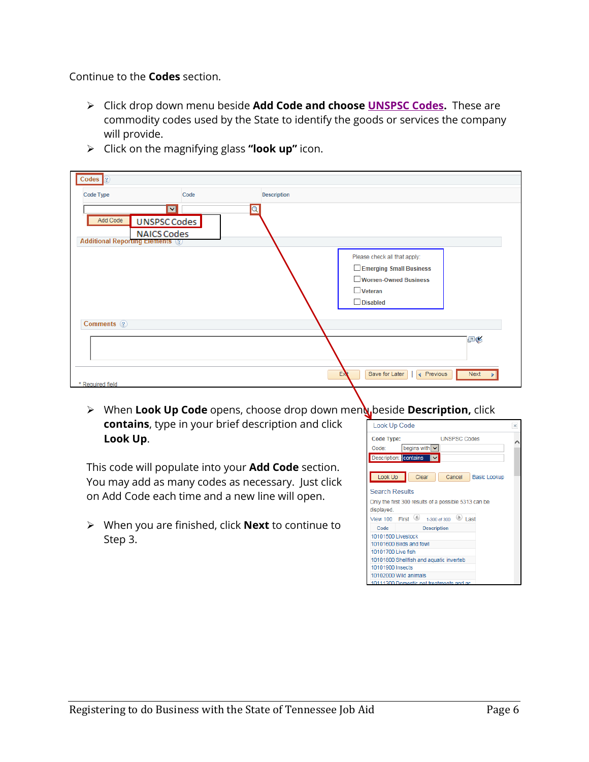Continue to the **Codes** section.

- Click drop down menu beside **Add Code and choose UNSPSC Codes**. These are commodity codes used by the State to identify the goods or services the company will provide.
- Click on the magnifying glass **"look up"** icon.

- When **Look Up Code** opens, choose drop down menu beside **Description,** click **contains**, type in your brief description and click **Look Up**.

This code will populate into your **Add Code** section. You may add as many codes as necessary. Just click on Add Code each time and a new line will open.

- When you are finished, click **Next** to continue to Step 3.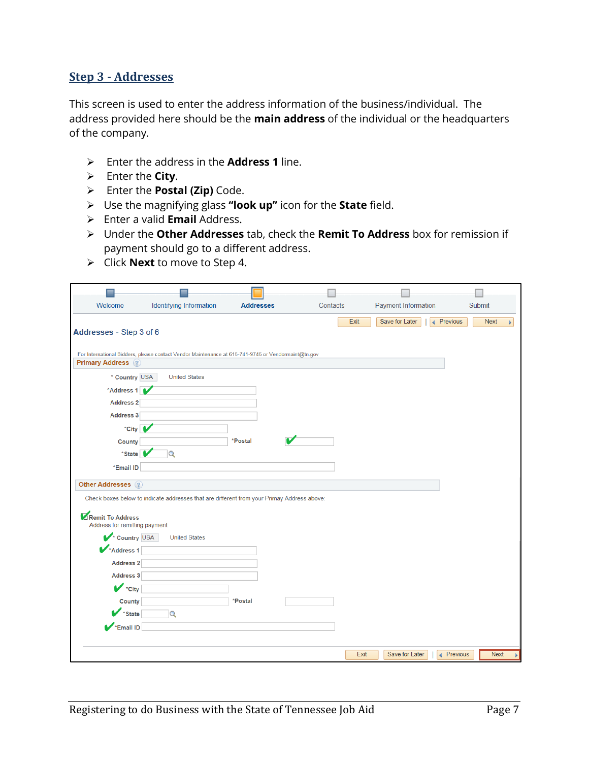## Step 3 - Addresses

This screen is used to enter the address information of the business/individual. The address provided here should be the **main address** of the individual or the headquarters of the company.

- Enter the address in the **Address 1** line.
- Enter the **City**.
- Enter the **Postal (Zip)** Code.
- Use the magnifying glass **"look up"** icon for the **State** field.
- Enter a valid **Email** Address.
- Under the **Other Addresses** tab, check the **Remit To Address** box for remission if payment should go to a different address.
- Click **Next** to move to Step 4.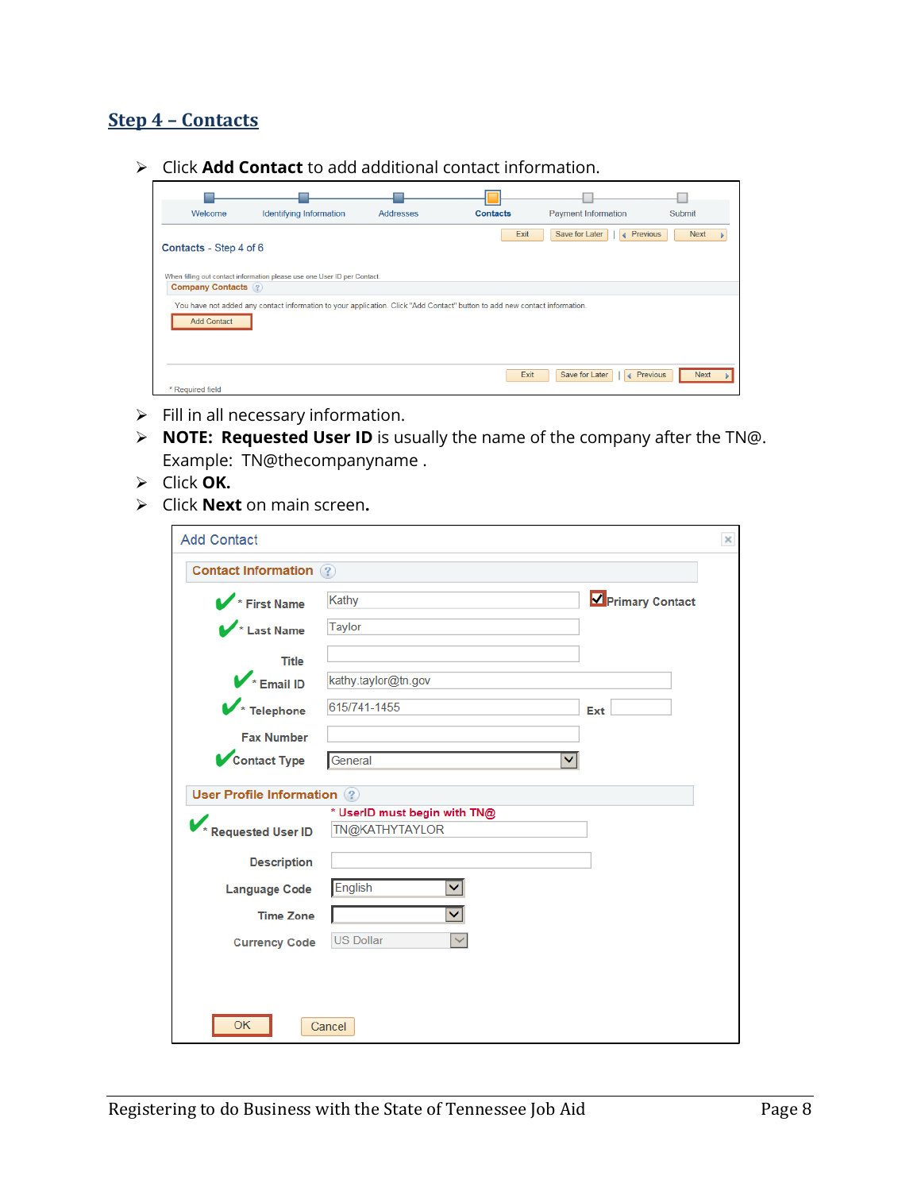## Step 4 – Contacts

- Click **Add Contact** to add additional contact information.
- Fill in all necessary information.
- **NOTE: Requested User ID** is usually the name of the company after the TN@. Example: TN@thecompanyname .
- Click **OK.**
- Click **Next** on main screen**.**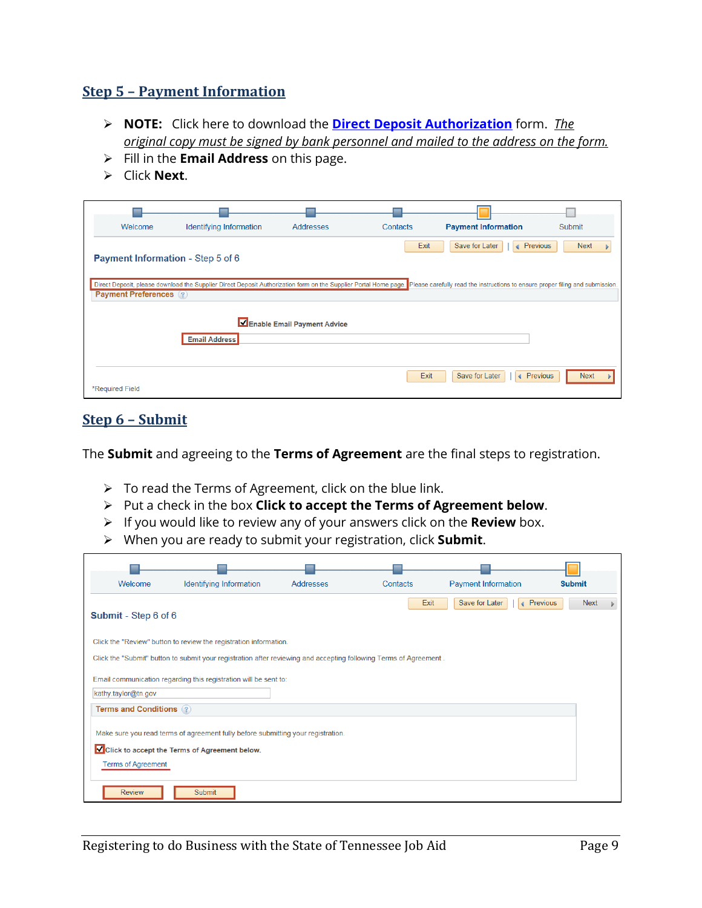## Step 5 – Payment Information

- **NOTE:** Click here to download the **Direct Deposit Authorization** form. *The original copy must be signed by bank personnel and mailed to the address on the form.*
- Fill in the **Email Address** on this page.
- Click **Next**.

## Step 6 – Submit

The **Submit** and agreeing to the **Terms of Agreement** are the final steps to registration.

- To read the Terms of Agreement, click on the blue link.
- Put a check in the box **Click to accept the Terms of Agreement below**.
- If you would like to review any of your answers click on the **Review** box.
- When you are ready to submit your registration, click **Submit**.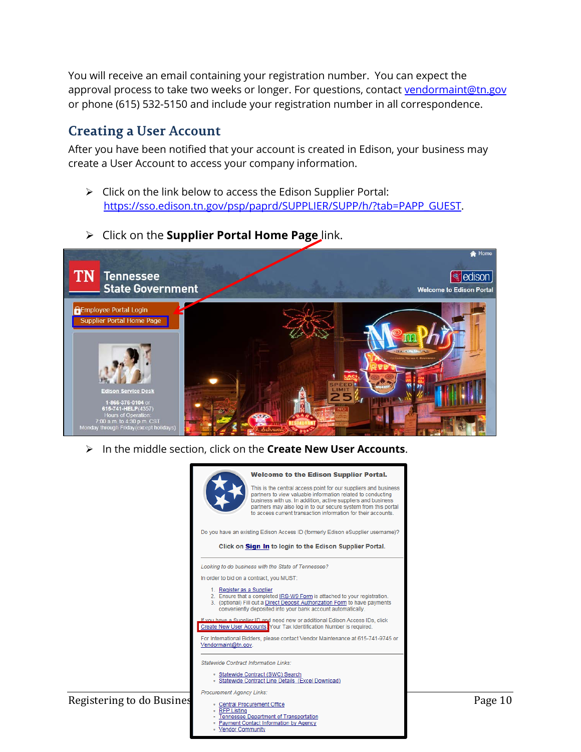You will receive an email containing your registration number. You can expect the approval process to take two weeks or longer. For questions, contact vendormaint@tn.gov or phone (615) 532-5150 and include your registration number in all correspondence.

## Creating a User Account

After you have been notified that your account is created in Edison, your business may create a User Account to access your company information.

- Click on the link below to access the Edison Supplier Portal: https://sso.edison.tn.gov/psp/paprd/SUPPLIER/SUPP/h/?tab=PAPP_GUEST.
- Click on the **Supplier Portal Home Page** link.
- In the middle section, click on the **Create New User Accounts**.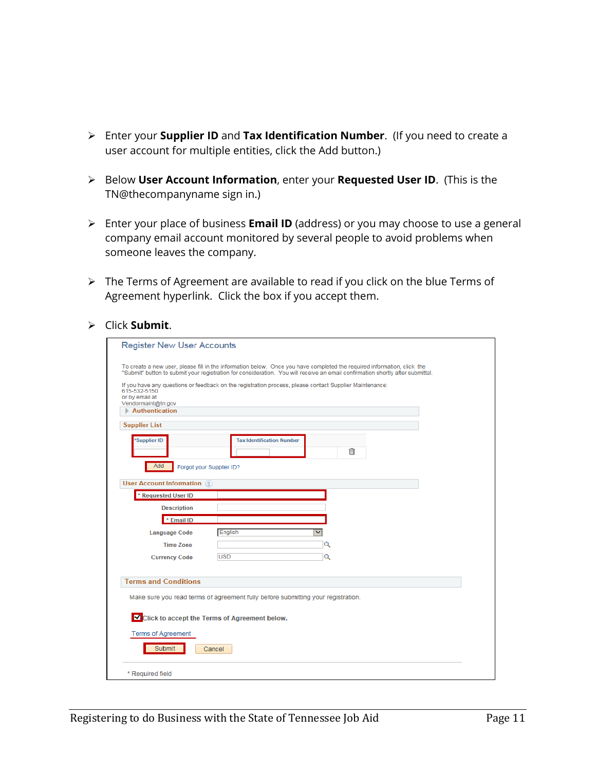- Enter your **Supplier ID** and **Tax Identification Number**. (If you need to create a user account for multiple entities, click the Add button.)

- Below **User Account Information**, enter your **Requested User ID**. (This is the TN@thecompanyname sign in.)

- Enter your place of business **Email ID** (address) or you may choose to use a general company email account monitored by several people to avoid problems when someone leaves the company.

- The Terms of Agreement are available to read if you click on the blue Terms of Agreement hyperlink. Click the box if you accept them.

- Click **Submit**.

Register New User Accounts

To create a new user, please fill in the information below. Once you have completed the required information, click the "Submit" button to submit your registration for consideration. You will receive an email confirmation shortly after submittal.

If you have any questions or feedback on the registration process, please contact Supplier Maintenance:
615-532-5150
or by email at
Vendormaint@tn.gov

Authentication

Supplier List

| *Supplier ID | Tax Identification Number |
|---|---|
| | |

Add    Forgot your Supplier ID?

User Account Information

* Requested User ID

Description

* Email ID

Language Code: English

Time Zone

Currency Code: USD

Terms and Conditions

Make sure you read terms of agreement fully before submitting your registration.

☑ Click to accept the Terms of Agreement below.

Terms of Agreement

Submit    Cancel

* Required field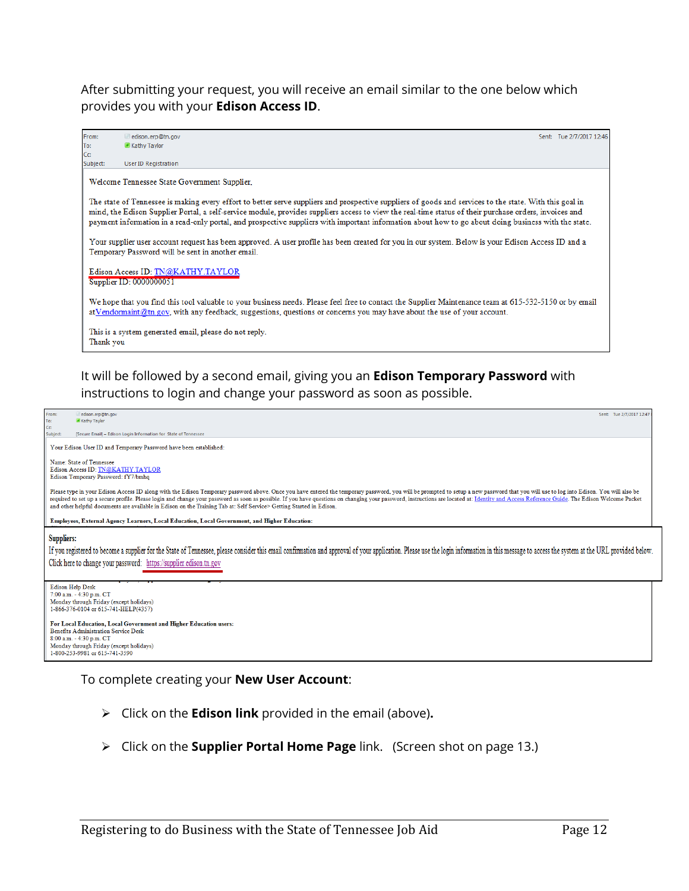After submitting your request, you will receive an email similar to the one below which provides you with your **Edison Access ID**.

From: edison.erp@tn.gov
To: Kathy Taylor
Cc:
Subject: User ID Registration
Sent: Tue 2/7/2017 12:46

Welcome Tennessee State Government Supplier,

The state of Tennessee is making every effort to better serve suppliers and prospective suppliers of goods and services to the state. With this goal in mind, the Edison Supplier Portal, a self-service module, provides suppliers access to view the real-time status of their purchase orders, invoices and payment information in a read-only portal, and prospective suppliers with important information about how to go about doing business with the state.

Your supplier user account request has been approved. A user profile has been created for you in our system. Below is your Edison Access ID and a Temporary Password will be sent in another email.

Edison Access ID: TN@KATHY.TAYLOR
Supplier ID: 0000000051

We hope that you find this tool valuable to your business needs. Please feel free to contact the Supplier Maintenance team at 615-532-5150 or by email at Vendormaint@tn.gov, with any feedback, suggestions, questions or concerns you may have about the use of your account.

This is a system generated email, please do not reply.
Thank you

It will be followed by a second email, giving you an **Edison Temporary Password** with instructions to login and change your password as soon as possible.

From: edison.erp@tn.gov
To: Kathy Taylor
Cc:
Subject: [Secure Email] – Edison Login Information for State of Tennessee
Sent: Tue 2/7/2017 12:47

Your Edison User ID and Temporary Password have been established:

Name: State of Tennessee
Edison Access ID: TN@KATHY.TAYLOR
Edison Temporary Password: fY7/bmhq

Please type in your Edison Access ID along with the Edison Temporary password above. Once you have entered the temporary password, you will be prompted to setup a new password that you will use to log into Edison. You will also be required to set up a secure profile. Please login and change your password as soon as possible. If you have questions on changing your password, instructions are located at: Identity and Access Reference Guide. The Edison Welcome Packet and other helpful documents are available in Edison on the Training Tab at: Self Service> Getting Started in Edison.

**Employees, External Agency Learners, Local Education, Local Government, and Higher Education:**

**Suppliers:**
If you registered to become a supplier for the State of Tennessee, please consider this email confirmation and approval of your application. Please use the login information in this message to access the system at the URL provided below.
Click here to change your password: https://supplier.edison.tn.gov

Edison Help Desk
7:00 a.m. - 4:30 p.m. CT
Monday through Friday (except holidays)
1-866-376-0104 or 615-741-HELP(4357)

**For Local Education, Local Government and Higher Education users:**
Benefits Administration Service Desk
8:00 a.m. - 4:30 p.m. CT
Monday through Friday (except holidays)
1-800-253-9981 or 615-741-3590

To complete creating your **New User Account**:

- Click on the **Edison link** provided in the email (above)**.**
- Click on the **Supplier Portal Home Page** link. (Screen shot on page 13.)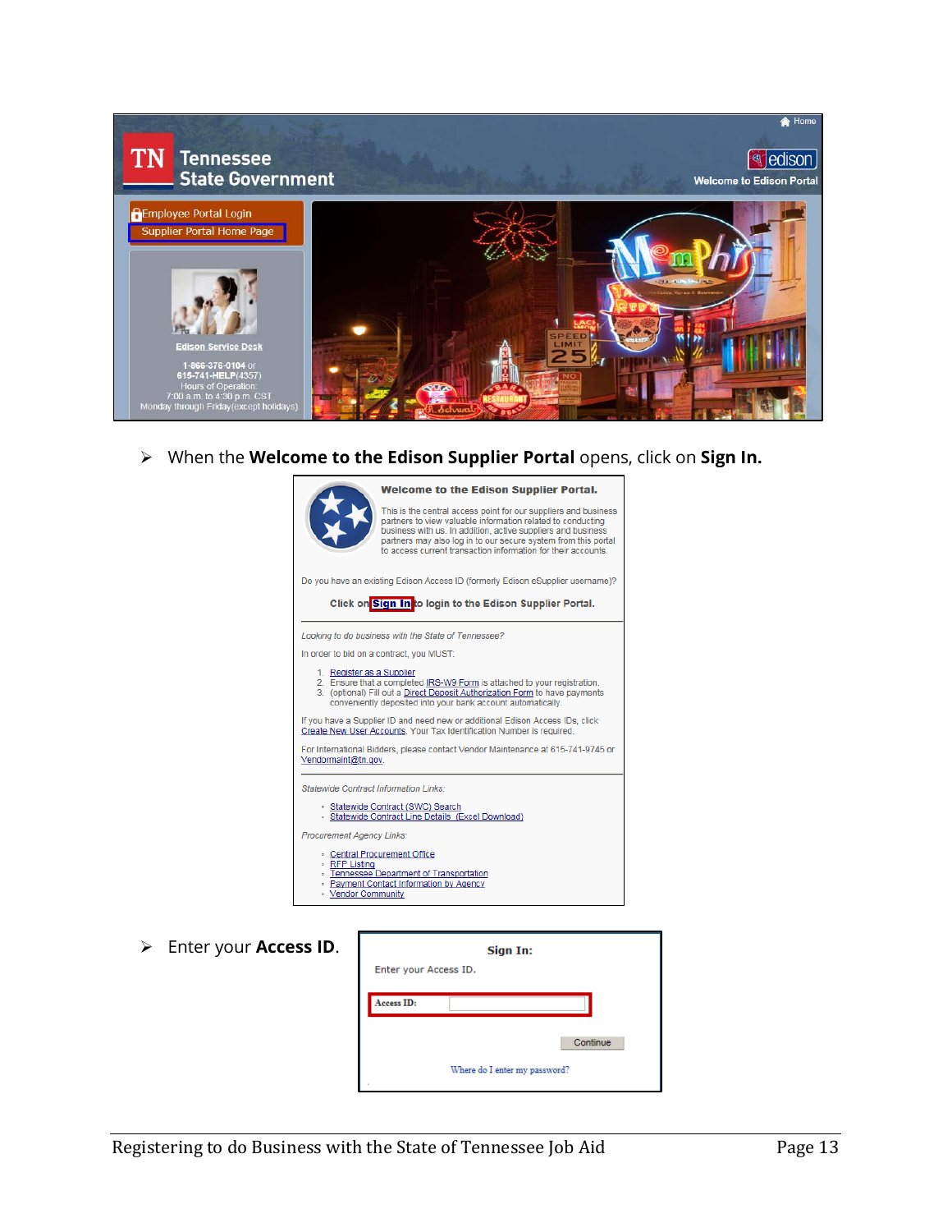- When the **Welcome to the Edison Supplier Portal** opens, click on **Sign In.**

- Enter your **Access ID**.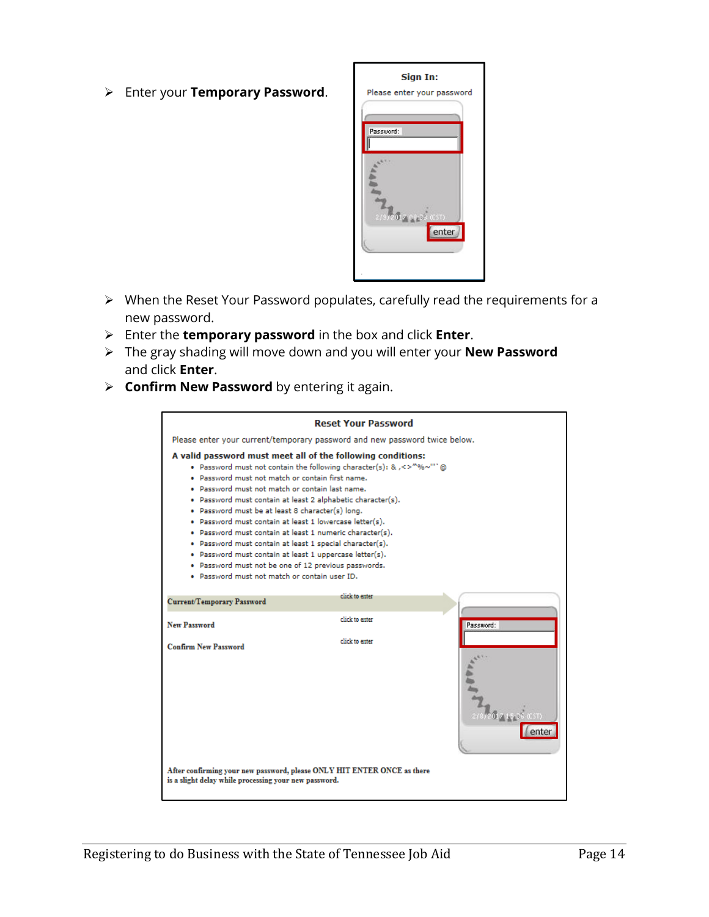- Enter your **Temporary Password**.

Sign In:

Please enter your password

Password:

enter

- When the Reset Your Password populates, carefully read the requirements for a new password.
- Enter the **temporary password** in the box and click **Enter**.
- The gray shading will move down and you will enter your **New Password** and click **Enter**.
- **Confirm New Password** by entering it again.

**Reset Your Password**

Please enter your current/temporary password and new password twice below.

**A valid password must meet all of the following conditions:**

- Password must not contain the following character(s): & ,<>"%~'"`@
- Password must not match or contain first name.
- Password must not match or contain last name.
- Password must contain at least 2 alphabetic character(s).
- Password must be at least 8 character(s) long.
- Password must contain at least 1 lowercase letter(s).
- Password must contain at least 1 numeric character(s).
- Password must contain at least 1 special character(s).
- Password must contain at least 1 uppercase letter(s).
- Password must not be one of 12 previous passwords.
- Password must not match or contain user ID.

| | |
|---|---|
| Current/Temporary Password | click to enter |
| New Password | click to enter |
| Confirm New Password | click to enter |

Password:

enter

**After confirming your new password, please ONLY HIT ENTER ONCE as there is a slight delay while processing your new password.**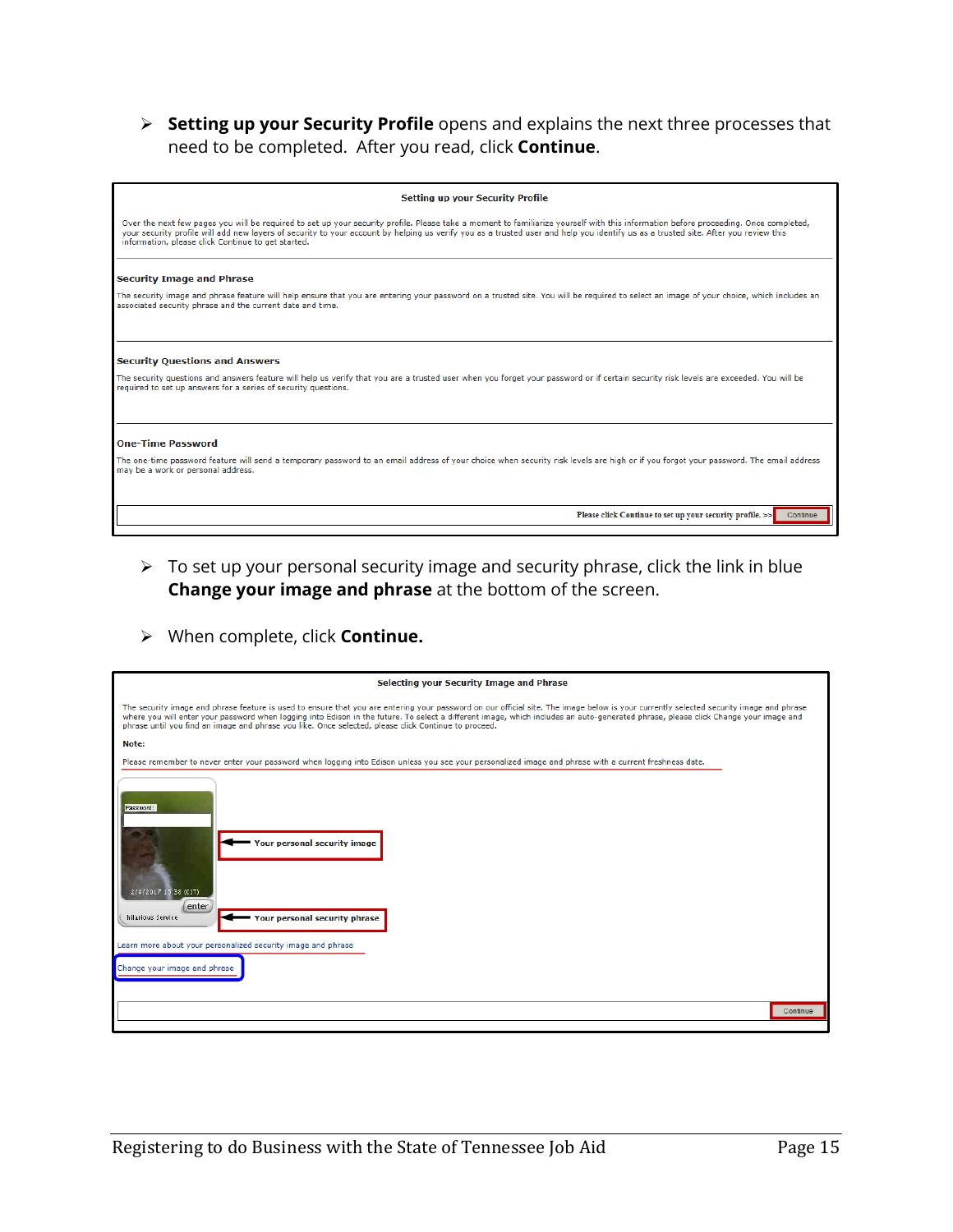- **Setting up your Security Profile** opens and explains the next three processes that need to be completed. After you read, click **Continue**.

**Setting up your Security Profile**

Over the next few pages you will be required to set up your security profile. Please take a moment to familiarize yourself with this information before proceeding. Once completed, your security profile will add new layers of security to your account by helping us verify you as a trusted user and help you identify us as a trusted site. After you review this information, please click Continue to get started.

**Security Image and Phrase**

The security image and phrase feature will help ensure that you are entering your password on a trusted site. You will be required to select an image of your choice, which includes an associated security phrase and the current date and time.

**Security Questions and Answers**

The security questions and answers feature will help us verify that you are a trusted user when you forget your password or if certain security risk levels are exceeded. You will be required to set up answers for a series of security questions.

**One-Time Password**

The one-time password feature will send a temporary password to an email address of your choice when security risk levels are high or if you forgot your password. The email address may be a work or personal address.

Please click Continue to set up your security profile. >> Continue

- To set up your personal security image and security phrase, click the link in blue **Change your image and phrase** at the bottom of the screen.

- When complete, click **Continue.**

**Selecting your Security Image and Phrase**

The security image and phrase feature is used to ensure that you are entering your password on our official site. The image below is your currently selected security image and phrase where you will enter your password when logging into Edison in the future. To select a different image, which includes an auto-generated phrase, please click Change your image and phrase until you find an image and phrase you like. Once selected, please click Continue to proceed.

**Note:**

Please remember to never enter your password when logging into Edison unless you see your personalized image and phrase with a current freshness date.

Password:

2/8/2017 15:38 (CST)

enter

hilarious Service

Your personal security image

Your personal security phrase

Learn more about your personalized security image and phrase

Change your image and phrase

Continue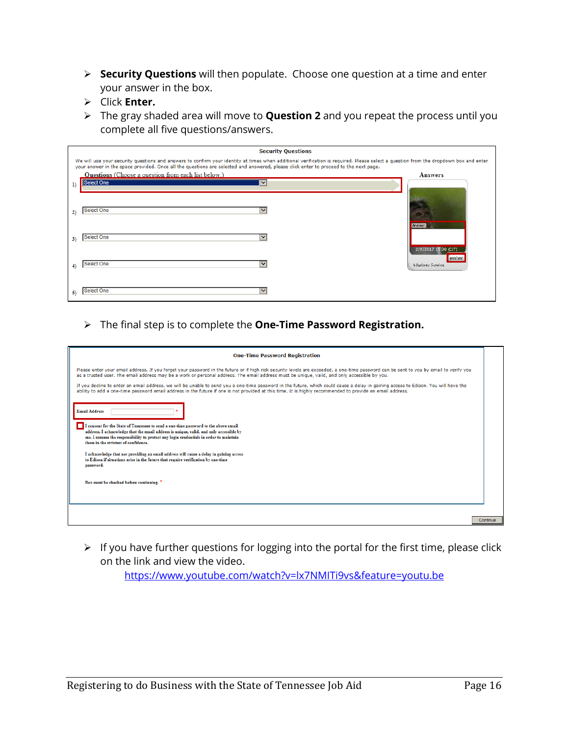- **Security Questions** will then populate. Choose one question at a time and enter your answer in the box.
- Click **Enter.**
- The gray shaded area will move to **Question 2** and you repeat the process until you complete all five questions/answers.

**Security Questions**

We will use your security questions and answers to confirm your identity at times when additional verification is required. Please select a question from the dropdown box and enter your answer in the space provided. Once all the questions are selected and answered, please click enter to proceed to the next page.

Questions (Choose a question from each list below.) | Answers

1) Select One
2) Select One
3) Select One
4) Select One
5) Select One

- The final step is to complete the **One-Time Password Registration.**

**One-Time Password Registration**

Please enter your email address. If you forget your password in the future or if high risk security levels are exceeded, a one-time password can be sent to you by email to verify you as a trusted user. The email address may be a work or personal address. The email address must be unique, valid, and only accessible by you.

If you decline to enter an email address, we will be unable to send you a one-time password in the future, which could cause a delay in gaining access to Edison. You will have the ability to add a one-time password email address in the future if one is not provided at this time. It is highly recommended to provide an email address.

Email Address *

I consent for the State of Tennessee to send a one-time password to the above email address. I acknowledge that the email address is unique, valid, and only accessible by me. I assume the responsibility to protect any login credentials in order to maintain them in the strictest of confidence.

I acknowledge that not providing an email address will cause a delay in gaining access to Edison if situations arise in the future that require verification by one-time password.

Box must be checked before continuing. *

Continue

- If you have further questions for logging into the portal for the first time, please click on the link and view the video.
  https://www.youtube.com/watch?v=lx7NMITi9vs&feature=youtu.be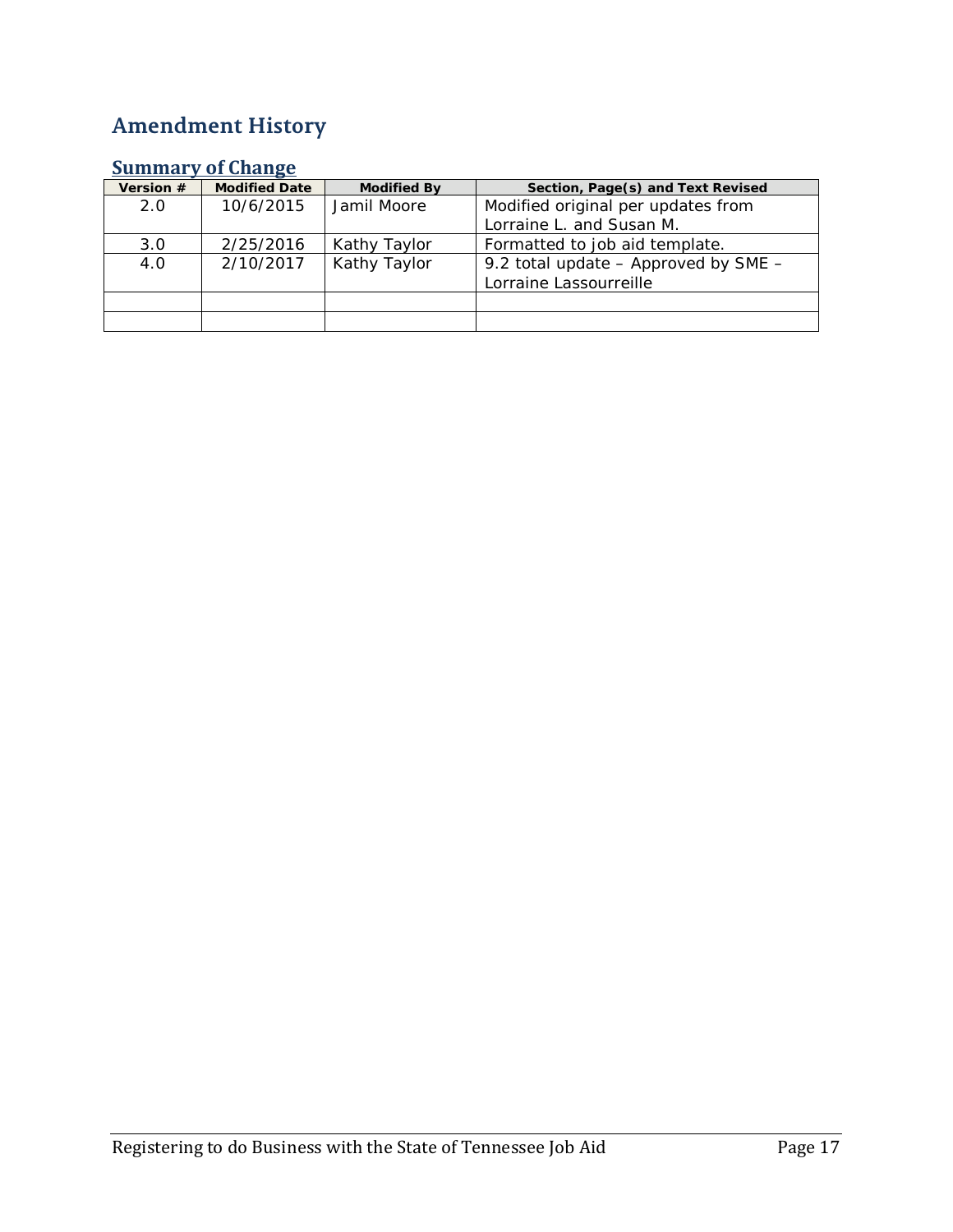# Amendment History

## Summary of Change

| Version # | Modified Date | Modified By | Section, Page(s) and Text Revised |
|---|---|---|---|
| 2.0 | 10/6/2015 | Jamil Moore | Modified original per updates from Lorraine L. and Susan M. |
| 3.0 | 2/25/2016 | Kathy Taylor | Formatted to job aid template. |
| 4.0 | 2/10/2017 | Kathy Taylor | 9.2 total update – Approved by SME – Lorraine Lassourreille |
| | | | |
| | | | |